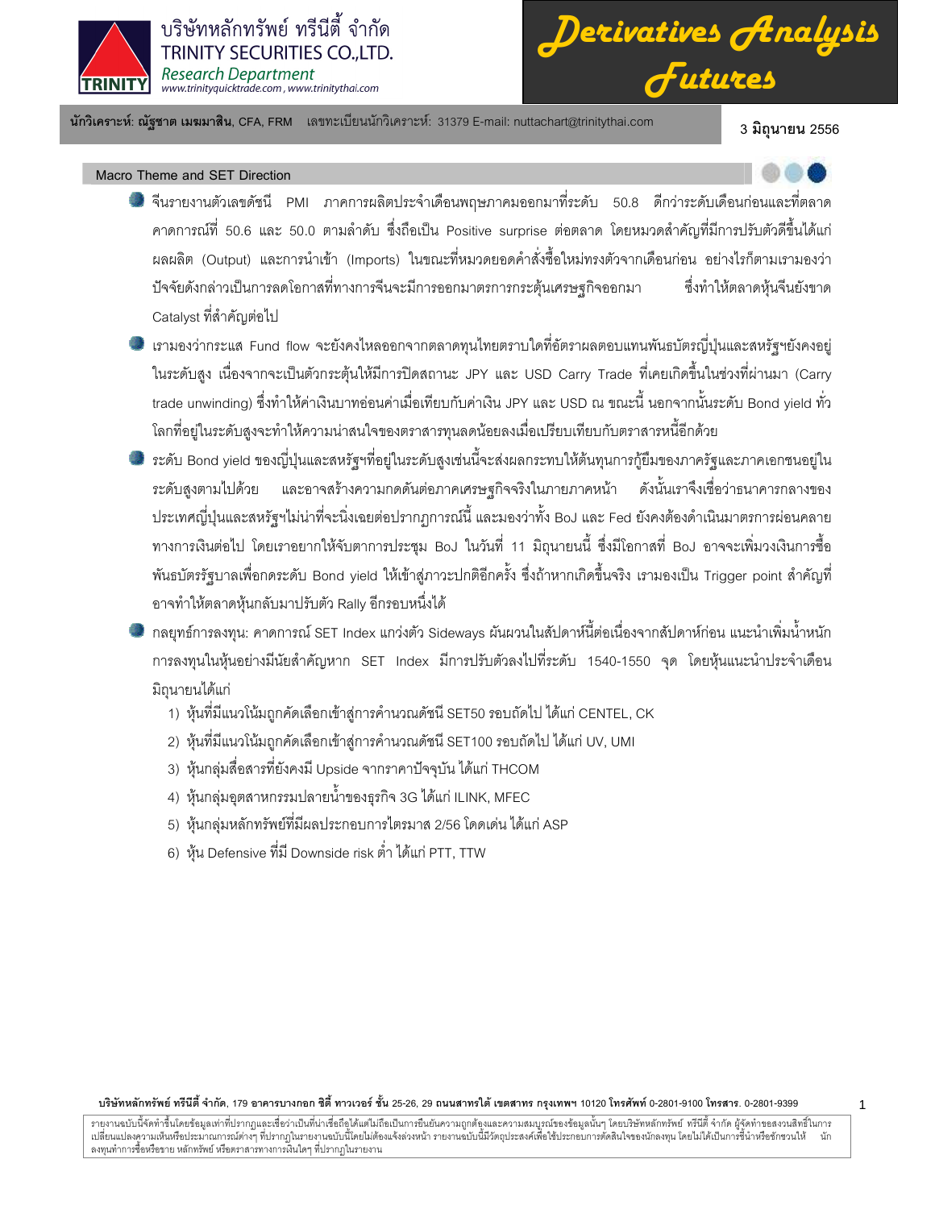บริษัทหลักทรัพย์ ทรีนีตี้ จำกัด
TRINITY SECURITIES CO.,LTD.
*Research Department*
www.trinityquicktrade.com , www.trinitythai.com

# Derivatives Analysis Futures

**นักวิเคราะห์: ณัฐชาต เมฆมาสิน**, CFA, FRM เลขทะเบียนนักวิเคราะห์: 31379 E-mail: nuttachart@trinitythai.com

3 มิถุนายน 2556

## Macro Theme and SET Direction

- จีนรายงานตัวเลขดัชนี PMI ภาคการผลิตประจำเดือนพฤษภาคมออกมาที่ระดับ 50.8 ดีกว่าระดับเดือนก่อนและที่ตลาดคาดการณ์ที่ 50.6 และ 50.0 ตามลำดับ ซึ่งถือเป็น Positive surprise ต่อตลาด โดยหมวดสำคัญที่มีการปรับตัวดีขึ้นได้แก่ ผลผลิต (Output) และการนำเข้า (Imports) ในขณะที่หมวดยอดคำสั่งซื้อใหม่ทรงตัวจากเดือนก่อน อย่างไรก็ตามเรามองว่าปัจจัยดังกล่าวเป็นการลดโอกาสที่ทางการจีนจะมีการออกมาตรการกระตุ้นเศรษฐกิจออกมา ซึ่งทำให้ตลาดหุ้นจีนยังขาด Catalyst ที่สำคัญต่อไป
- เรามองว่ากระแส Fund flow จะยังคงไหลออกจากตลาดทุนไทยตราบใดที่อัตราผลตอบแทนพันธบัตรญี่ปุ่นและสหรัฐฯยังคงอยู่ในระดับสูง เนื่องจากจะเป็นตัวกระตุ้นให้มีการปิดสถานะ JPY และ USD Carry Trade ที่เคยเกิดขึ้นในช่วงที่ผ่านมา (Carry trade unwinding) ซึ่งทำให้ค่าเงินบาทอ่อนค่าเมื่อเทียบกับค่าเงิน JPY และ USD ณ ขณะนี้ นอกจากนั้นระดับ Bond yield ทั่วโลกที่อยู่ในระดับสูงจะทำให้ความน่าสนใจของตราสารทุนลดน้อยลงเมื่อเปรียบเทียบกับตราสารหนี้อีกด้วย
- ระดับ Bond yield ของญี่ปุ่นและสหรัฐฯที่อยู่ในระดับสูงเช่นนี้จะส่งผลกระทบให้ต้นทุนการกู้ยืมของภาครัฐและภาคเอกชนอยู่ในระดับสูงตามไปด้วย และอาจสร้างความกดดันต่อภาคเศรษฐกิจจริงในภายภาคหน้า ดังนั้นเราจึงเชื่อว่าธนาคารกลางของประเทศญี่ปุ่นและสหรัฐฯไม่น่าที่จะนิ่งเฉยต่อปรากฏการณ์นี้ และมองว่าทั้ง BoJ และ Fed ยังคงต้องดำเนินมาตรการผ่อนคลายทางการเงินต่อไป โดยเราอยากให้จับตาการประชุม BoJ ในวันที่ 11 มิถุนายนนี้ ซึ่งมีโอกาสที่ BoJ อาจจะเพิ่มวงเงินการซื้อพันธบัตรรัฐบาลเพื่อกดระดับ Bond yield ให้เข้าสู่ภาวะปกติอีกครั้ง ซึ่งถ้าหากเกิดขึ้นจริง เรามองเป็น Trigger point สำคัญที่อาจทำให้ตลาดหุ้นกลับมาปรับตัว Rally อีกรอบหนึ่งได้
- กลยุทธ์การลงทุน: คาดการณ์ SET Index แกว่งตัว Sideways ผันผวนในสัปดาห์นี้ต่อเนื่องจากสัปดาห์ก่อน แนะนำเพิ่มน้ำหนักการลงทุนในหุ้นอย่างมีนัยสำคัญหาก SET Index มีการปรับตัวลงไปที่ระดับ 1540-1550 จุด โดยหุ้นแนะนำประจำเดือนมิถุนายนได้แก่
  1) หุ้นที่มีแนวโน้มถูกคัดเลือกเข้าสู่การคำนวณดัชนี SET50 รอบถัดไป ได้แก่ CENTEL, CK
  2) หุ้นที่มีแนวโน้มถูกคัดเลือกเข้าสู่การคำนวณดัชนี SET100 รอบถัดไป ได้แก่ UV, UMI
  3) หุ้นกลุ่มสื่อสารที่ยังคงมี Upside จากราคาปัจจุบัน ได้แก่ THCOM
  4) หุ้นกลุ่มอุตสาหกรรมปลายน้ำของธุรกิจ 3G ได้แก่ ILINK, MFEC
  5) หุ้นกลุ่มหลักทรัพย์ที่มีผลประกอบการไตรมาส 2/56 โดดเด่น ได้แก่ ASP
  6) หุ้น Defensive ที่มี Downside risk ต่ำ ได้แก่ PTT, TTW

**บริษัทหลักทรัพย์ ทรีนีตี้ จำกัด**, 179 **อาคารบางกอก ซิตี้ ทาวเวอร์ ชั้น** 25-26, 29 **ถนนสาทรใต้ เขตสาทร กรุงเทพฯ** 10120 **โทรศัพท์** 0-2801-9100 **โทรสาร.** 0-2801-9399

รายงานฉบับนี้จัดทำขึ้นโดยข้อมูลเท่าที่ปรากฏและเชื่อว่าเป็นที่น่าเชื่อถือได้แต่ไม่ถือเป็นการยืนยันความถูกต้องและความสมบูรณ์ของข้อมูลนั้นๆ โดยบริษัทหลักทรัพย์ ทรีนีตี้ จำกัด ผู้จัดทำขอสงวนสิทธิ์ในการเปลี่ยนแปลงความเห็นหรือประมาณการณ์ต่างๆ ที่ปรากฏในรายงานฉบับนี้โดยไม่ต้องแจ้งล่วงหน้า รายงานฉบับนี้มีวัตถุประสงค์เพื่อใช้ประกอบการตัดสินใจของนักลงทุน โดยไม่ได้เป็นการชี้นำหรือชักชวนให้นักลงทุนทำการซื้อหรือขาย หลักทรัพย์ หรือตราสารทางการเงินใดๆ ที่ปรากฏในรายงาน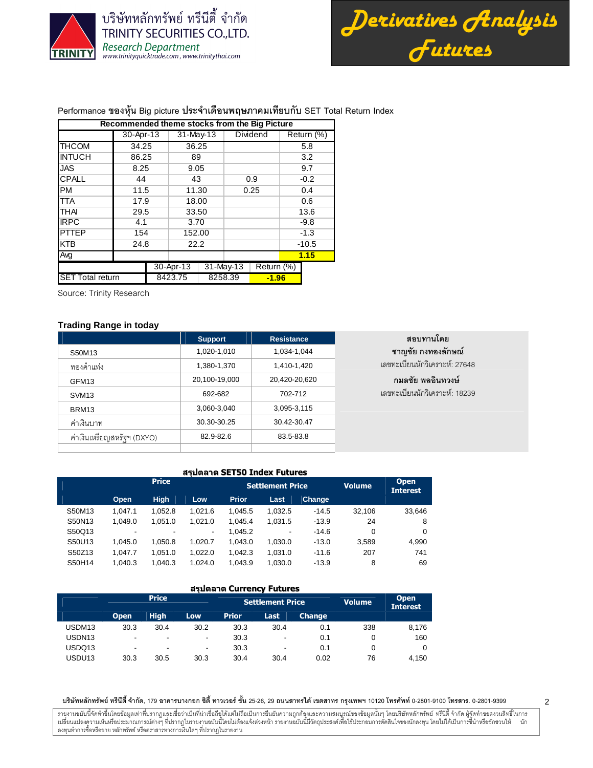Performance ของหุ้น Big picture ประจำเดือนพฤษภาคมเทียบกับ SET Total Return Index

| Recommended theme stocks from the Big Picture | | | | |
|---|---|---|---|---|
| | 30-Apr-13 | 31-May-13 | Dividend | Return (%) |
| THCOM | 34.25 | 36.25 | | 5.8 |
| INTUCH | 86.25 | 89 | | 3.2 |
| JAS | 8.25 | 9.05 | | 9.7 |
| CPALL | 44 | 43 | 0.9 | -0.2 |
| PM | 11.5 | 11.30 | 0.25 | 0.4 |
| TTA | 17.9 | 18.00 | | 0.6 |
| THAI | 29.5 | 33.50 | | 13.6 |
| IRPC | 4.1 | 3.70 | | -9.8 |
| PTTEP | 154 | 152.00 | | -1.3 |
| KTB | 24.8 | 22.2 | | -10.5 |
| Avg | | | | **1.15** |

| | 30-Apr-13 | 31-May-13 | Return (%) |
|---|---|---|---|
| SET Total return | 8423.75 | 8258.39 | **-1.96** |

Source: Trinity Research

### Trading Range in today

| | Support | Resistance |
|---|---|---|
| S50M13 | 1,020-1,010 | 1,034-1,044 |
| ทองคำแท่ง | 1,380-1,370 | 1,410-1,420 |
| GFM13 | 20,100-19,000 | 20,420-20,620 |
| SVM13 | 692-682 | 702-712 |
| BRM13 | 3,060-3,040 | 3,095-3,115 |
| ค่าเงินบาท | 30.30-30.25 | 30.42-30.47 |
| ค่าเงินเหรียญสหรัฐฯ (DXYO) | 82.9-82.6 | 83.5-83.8 |

**สอบทานโดย**

**ชาญชัย กงทองลักษณ์**

เลขทะเบียนนักวิเคราะห์: 27648

**กมลชัย พลอินทวงษ์**

เลขทะเบียนนักวิเคราะห์: 18239

### สรุปตลาด SET50 Index Futures

| | Price | | | Settlement Price | | | Volume | Open Interest |
|---|---|---|---|---|---|---|---|---|
| | Open | High | Low | Prior | Last | Change | | |
| S50M13 | 1,047.1 | 1,052.8 | 1,021.6 | 1,045.5 | 1,032.5 | -14.5 | 32,106 | 33,646 |
| S50N13 | 1,049.0 | 1,051.0 | 1,021.0 | 1,045.4 | 1,031.5 | -13.9 | 24 | 8 |
| S50Q13 | - | - | - | 1,045.2 | - | -14.6 | 0 | 0 |
| S50U13 | 1,045.0 | 1,050.8 | 1,020.7 | 1,043.0 | 1,030.0 | -13.0 | 3,589 | 4,990 |
| S50Z13 | 1,047.7 | 1,051.0 | 1,022.0 | 1,042.3 | 1,031.0 | -11.6 | 207 | 741 |
| S50H14 | 1,040.3 | 1,040.3 | 1,024.0 | 1,043.9 | 1,030.0 | -13.9 | 8 | 69 |

### สรุปตลาด Currency Futures

| | Price | | | Settlement Price | | | Volume | Open Interest |
|---|---|---|---|---|---|---|---|---|
| | Open | High | Low | Prior | Last | Change | | |
| USDM13 | 30.3 | 30.4 | 30.2 | 30.3 | 30.4 | 0.1 | 338 | 8,176 |
| USDN13 | - | - | - | 30.3 | - | 0.1 | 0 | 160 |
| USDQ13 | - | - | - | 30.3 | - | 0.1 | 0 | 0 |
| USDU13 | 30.3 | 30.5 | 30.3 | 30.4 | 30.4 | 0.02 | 76 | 4,150 |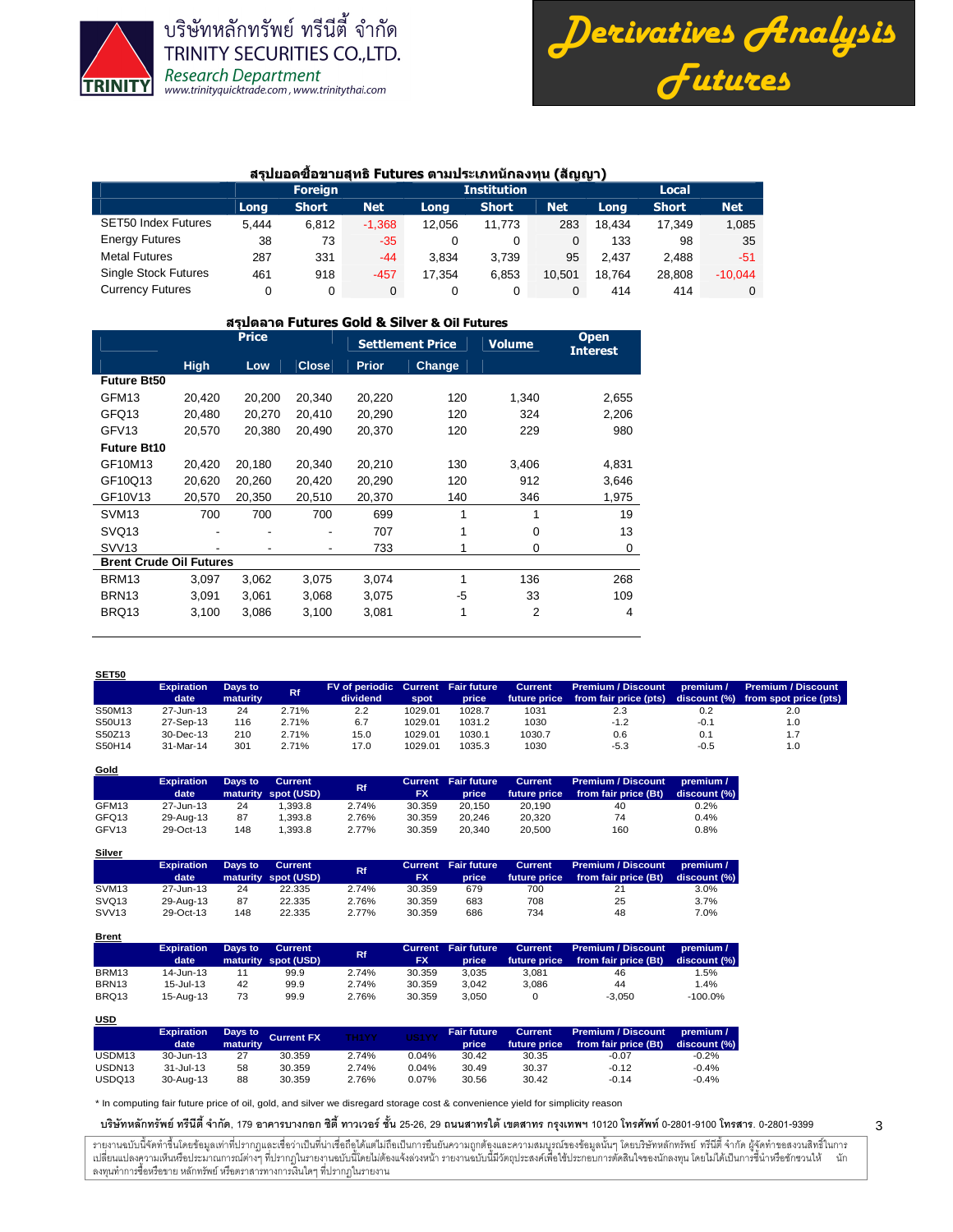บริษัทหลักทรัพย์ ทรีนีตี้ จำกัด
TRINITY SECURITIES CO.,LTD.
Research Department
www.trinityquicktrade.com , www.trinitythai.com

# Derivatives Analysis Futures

### สรุปยอดซื้อขายสุทธิ Futures ตามประเภทนักลงทุน (สัญญา)

| | Foreign | | | Institution | | | Local | | |
|---|---|---|---|---|---|---|---|---|---|
| | Long | Short | Net | Long | Short | Net | Long | Short | Net |
| SET50 Index Futures | 5,444 | 6,812 | -1,368 | 12,056 | 11,773 | 283 | 18,434 | 17,349 | 1,085 |
| Energy Futures | 38 | 73 | -35 | 0 | 0 | 0 | 133 | 98 | 35 |
| Metal Futures | 287 | 331 | -44 | 3,834 | 3,739 | 95 | 2,437 | 2,488 | -51 |
| Single Stock Futures | 461 | 918 | -457 | 17,354 | 6,853 | 10,501 | 18,764 | 28,808 | -10,044 |
| Currency Futures | 0 | 0 | 0 | 0 | 0 | 0 | 414 | 414 | 0 |

### สรุปตลาด Futures Gold & Silver & Oil Futures

| | Price | | | Settlement Price | | Volume | Open Interest |
|---|---|---|---|---|---|---|---|
| | High | Low | Close | Prior | Change | | |
| **Future Bt50** | | | | | | | |
| GFM13 | 20,420 | 20,200 | 20,340 | 20,220 | 120 | 1,340 | 2,655 |
| GFQ13 | 20,480 | 20,270 | 20,410 | 20,290 | 120 | 324 | 2,206 |
| GFV13 | 20,570 | 20,380 | 20,490 | 20,370 | 120 | 229 | 980 |
| **Future Bt10** | | | | | | | |
| GF10M13 | 20,420 | 20,180 | 20,340 | 20,210 | 130 | 3,406 | 4,831 |
| GF10Q13 | 20,620 | 20,260 | 20,420 | 20,290 | 120 | 912 | 3,646 |
| GF10V13 | 20,570 | 20,350 | 20,510 | 20,370 | 140 | 346 | 1,975 |
| SVM13 | 700 | 700 | 700 | 699 | 1 | 1 | 19 |
| SVQ13 | - | - | - | 707 | 1 | 0 | 13 |
| SVV13 | - | - | - | 733 | 1 | 0 | 0 |
| **Brent Crude Oil Futures** | | | | | | | |
| BRM13 | 3,097 | 3,062 | 3,075 | 3,074 | 1 | 136 | 268 |
| BRN13 | 3,091 | 3,061 | 3,068 | 3,075 | -5 | 33 | 109 |
| BRQ13 | 3,100 | 3,086 | 3,100 | 3,081 | 1 | 2 | 4 |

**SET50**

| | Expiration date | Days to maturity | Rf | FV of periodic dividend | Current spot | Fair future price | Current future price | Premium / Discount from fair price (pts) | premium / discount (%) | Premium / Discount from spot price (pts) |
|---|---|---|---|---|---|---|---|---|---|---|
| S50M13 | 27-Jun-13 | 24 | 2.71% | 2.2 | 1029.01 | 1028.7 | 1031 | 2.3 | 0.2 | 2.0 |
| S50U13 | 27-Sep-13 | 116 | 2.71% | 6.7 | 1029.01 | 1031.2 | 1030 | -1.2 | -0.1 | 1.0 |
| S50Z13 | 30-Dec-13 | 210 | 2.71% | 15.0 | 1029.01 | 1030.1 | 1030.7 | 0.6 | 0.1 | 1.7 |
| S50H14 | 31-Mar-14 | 301 | 2.71% | 17.0 | 1029.01 | 1035.3 | 1030 | -5.3 | -0.5 | 1.0 |

**Gold**

| | Expiration date | Days to maturity | Current spot (USD) | Rf | Current FX | Fair future price | Current future price | Premium / Discount from fair price (Bt) | premium / discount (%) |
|---|---|---|---|---|---|---|---|---|---|
| GFM13 | 27-Jun-13 | 24 | 1,393.8 | 2.74% | 30.359 | 20,150 | 20,190 | 40 | 0.2% |
| GFQ13 | 29-Aug-13 | 87 | 1,393.8 | 2.76% | 30.359 | 20,246 | 20,320 | 74 | 0.4% |
| GFV13 | 29-Oct-13 | 148 | 1,393.8 | 2.77% | 30.359 | 20,340 | 20,500 | 160 | 0.8% |

**Silver**

| | Expiration date | Days to maturity | Current spot (USD) | Rf | Current FX | Fair future price | Current future price | Premium / Discount from fair price (Bt) | premium / discount (%) |
|---|---|---|---|---|---|---|---|---|---|
| SVM13 | 27-Jun-13 | 24 | 22.335 | 2.74% | 30.359 | 679 | 700 | 21 | 3.0% |
| SVQ13 | 29-Aug-13 | 87 | 22.335 | 2.76% | 30.359 | 683 | 708 | 25 | 3.7% |
| SVV13 | 29-Oct-13 | 148 | 22.335 | 2.77% | 30.359 | 686 | 734 | 48 | 7.0% |

**Brent**

| | Expiration date | Days to maturity | Current spot (USD) | Rf | Current FX | Fair future price | Current future price | Premium / Discount from fair price (Bt) | premium / discount (%) |
|---|---|---|---|---|---|---|---|---|---|
| BRM13 | 14-Jun-13 | 11 | 99.9 | 2.74% | 30.359 | 3,035 | 3,081 | 46 | 1.5% |
| BRN13 | 15-Jul-13 | 42 | 99.9 | 2.74% | 30.359 | 3,042 | 3,086 | 44 | 1.4% |
| BRQ13 | 15-Aug-13 | 73 | 99.9 | 2.76% | 30.359 | 3,050 | 0 | -3,050 | -100.0% |

**USD**

| | Expiration date | Days to maturity | Current FX | TH1YY | US1YY | Fair future price | Current future price | Premium / Discount from fair price (Bt) | premium / discount (%) |
|---|---|---|---|---|---|---|---|---|---|
| USDM13 | 30-Jun-13 | 27 | 30.359 | 2.74% | 0.04% | 30.42 | 30.35 | -0.07 | -0.2% |
| USDN13 | 31-Jul-13 | 58 | 30.359 | 2.74% | 0.04% | 30.49 | 30.37 | -0.12 | -0.4% |
| USDQ13 | 30-Aug-13 | 88 | 30.359 | 2.76% | 0.07% | 30.56 | 30.42 | -0.14 | -0.4% |

* In computing fair future price of oil, gold, and silver we disregard storage cost & convenience yield for simplicity reason

**บริษัทหลักทรัพย์ ทรีนีตี้ จำกัด**, 179 **อาคารบางกอก ซิตี้ ทาวเวอร์ ชั้น** 25-26, 29 **ถนนสาทรใต้ เขตสาทร กรุงเทพฯ** 10120 **โทรศัพท์** 0-2801-9100 **โทรสาร.** 0-2801-9399

รายงานฉบับนี้จัดทำขึ้นโดยข้อมูลเท่าที่ปรากฏและเชื่อว่าเป็นที่น่าเชื่อถือได้แต่ไม่ถือเป็นการยืนยันความถูกต้องและความสมบูรณ์ของข้อมูลนั้นๆ โดยบริษัทหลักทรัพย์ ทรีนีตี้ จำกัด ผู้จัดทำขอสงวนสิทธิ์ในการเปลี่ยนแปลงความเห็นหรือประมาณการณ์ต่างๆ ที่ปรากฏในรายงานฉบับนี้โดยไม่ต้องแจ้งล่วงหน้า รายงานฉบับนี้มีวัตถุประสงค์เพื่อใช้ประกอบการตัดสินใจของนักลงทุน โดยไม่ได้เป็นการชี้นำหรือชักชวนให้ นักลงทุนทำการซื้อหรือขาย หลักทรัพย์ หรือตราสารทางการเงินใดๆ ที่ปรากฏในรายงาน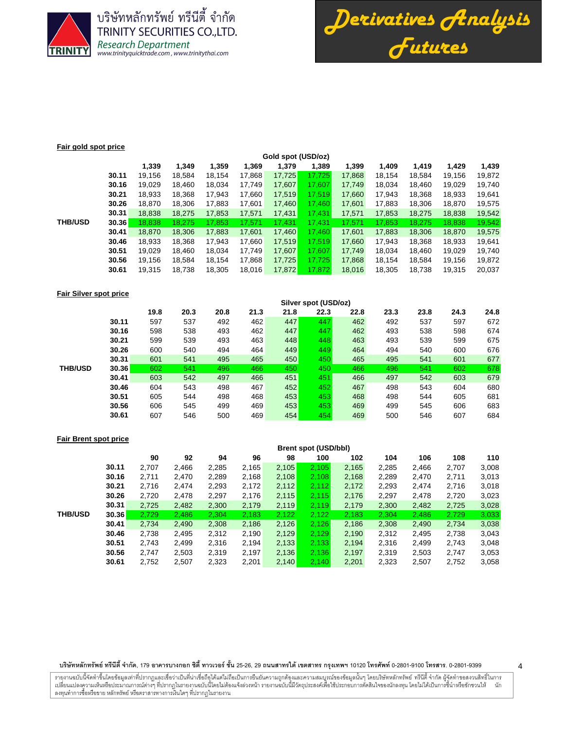**Fair gold spot price**

| | | Gold spot (USD/oz) | | | | | | | | | | |
|---|---|---|---|---|---|---|---|---|---|---|---|---|
| | | 1,339 | 1,349 | 1,359 | 1,369 | 1,379 | 1,389 | 1,399 | 1,409 | 1,419 | 1,429 | 1,439 |
| | 30.11 | 19,156 | 18,584 | 18,154 | 17,868 | 17,725 | 17,725 | 17,868 | 18,154 | 18,584 | 19,156 | 19,872 |
| | 30.16 | 19,029 | 18,460 | 18,034 | 17,749 | 17,607 | 17,607 | 17,749 | 18,034 | 18,460 | 19,029 | 19,740 |
| | 30.21 | 18,933 | 18,368 | 17,943 | 17,660 | 17,519 | 17,519 | 17,660 | 17,943 | 18,368 | 18,933 | 19,641 |
| | 30.26 | 18,870 | 18,306 | 17,883 | 17,601 | 17,460 | 17,460 | 17,601 | 17,883 | 18,306 | 18,870 | 19,575 |
| | 30.31 | 18,838 | 18,275 | 17,853 | 17,571 | 17,431 | 17,431 | 17,571 | 17,853 | 18,275 | 18,838 | 19,542 |
| THB/USD | 30.36 | 18,838 | 18,275 | 17,853 | 17,571 | 17,431 | 17,431 | 17,571 | 17,853 | 18,275 | 18,838 | 19,542 |
| | 30.41 | 18,870 | 18,306 | 17,883 | 17,601 | 17,460 | 17,460 | 17,601 | 17,883 | 18,306 | 18,870 | 19,575 |
| | 30.46 | 18,933 | 18,368 | 17,943 | 17,660 | 17,519 | 17,519 | 17,660 | 17,943 | 18,368 | 18,933 | 19,641 |
| | 30.51 | 19,029 | 18,460 | 18,034 | 17,749 | 17,607 | 17,607 | 17,749 | 18,034 | 18,460 | 19,029 | 19,740 |
| | 30.56 | 19,156 | 18,584 | 18,154 | 17,868 | 17,725 | 17,725 | 17,868 | 18,154 | 18,584 | 19,156 | 19,872 |
| | 30.61 | 19,315 | 18,738 | 18,305 | 18,016 | 17,872 | 17,872 | 18,016 | 18,305 | 18,738 | 19,315 | 20,037 |

**Fair Silver spot price**

| | | Silver spot (USD/oz) | | | | | | | | | | |
|---|---|---|---|---|---|---|---|---|---|---|---|---|
| | | 19.8 | 20.3 | 20.8 | 21.3 | 21.8 | 22.3 | 22.8 | 23.3 | 23.8 | 24.3 | 24.8 |
| | 30.11 | 597 | 537 | 492 | 462 | 447 | 447 | 462 | 492 | 537 | 597 | 672 |
| | 30.16 | 598 | 538 | 493 | 462 | 447 | 447 | 462 | 493 | 538 | 598 | 674 |
| | 30.21 | 599 | 539 | 493 | 463 | 448 | 448 | 463 | 493 | 539 | 599 | 675 |
| | 30.26 | 600 | 540 | 494 | 464 | 449 | 449 | 464 | 494 | 540 | 600 | 676 |
| | 30.31 | 601 | 541 | 495 | 465 | 450 | 450 | 465 | 495 | 541 | 601 | 677 |
| THB/USD | 30.36 | 602 | 541 | 496 | 466 | 450 | 450 | 466 | 496 | 541 | 602 | 678 |
| | 30.41 | 603 | 542 | 497 | 466 | 451 | 451 | 466 | 497 | 542 | 603 | 679 |
| | 30.46 | 604 | 543 | 498 | 467 | 452 | 452 | 467 | 498 | 543 | 604 | 680 |
| | 30.51 | 605 | 544 | 498 | 468 | 453 | 453 | 468 | 498 | 544 | 605 | 681 |
| | 30.56 | 606 | 545 | 499 | 469 | 453 | 453 | 469 | 499 | 545 | 606 | 683 |
| | 30.61 | 607 | 546 | 500 | 469 | 454 | 454 | 469 | 500 | 546 | 607 | 684 |

**Fair Brent spot price**

| | | Brent spot (USD/bbl) | | | | | | | | | | |
|---|---|---|---|---|---|---|---|---|---|---|---|---|
| | | 90 | 92 | 94 | 96 | 98 | 100 | 102 | 104 | 106 | 108 | 110 |
| | 30.11 | 2,707 | 2,466 | 2,285 | 2,165 | 2,105 | 2,105 | 2,165 | 2,285 | 2,466 | 2,707 | 3,008 |
| | 30.16 | 2,711 | 2,470 | 2,289 | 2,168 | 2,108 | 2,108 | 2,168 | 2,289 | 2,470 | 2,711 | 3,013 |
| | 30.21 | 2,716 | 2,474 | 2,293 | 2,172 | 2,112 | 2,112 | 2,172 | 2,293 | 2,474 | 2,716 | 3,018 |
| | 30.26 | 2,720 | 2,478 | 2,297 | 2,176 | 2,115 | 2,115 | 2,176 | 2,297 | 2,478 | 2,720 | 3,023 |
| | 30.31 | 2,725 | 2,482 | 2,300 | 2,179 | 2,119 | 2,119 | 2,179 | 2,300 | 2,482 | 2,725 | 3,028 |
| THB/USD | 30.36 | 2,729 | 2,486 | 2,304 | 2,183 | 2,122 | 2,122 | 2,183 | 2,304 | 2,486 | 2,729 | 3,033 |
| | 30.41 | 2,734 | 2,490 | 2,308 | 2,186 | 2,126 | 2,126 | 2,186 | 2,308 | 2,490 | 2,734 | 3,038 |
| | 30.46 | 2,738 | 2,495 | 2,312 | 2,190 | 2,129 | 2,129 | 2,190 | 2,312 | 2,495 | 2,738 | 3,043 |
| | 30.51 | 2,743 | 2,499 | 2,316 | 2,194 | 2,133 | 2,133 | 2,194 | 2,316 | 2,499 | 2,743 | 3,048 |
| | 30.56 | 2,747 | 2,503 | 2,319 | 2,197 | 2,136 | 2,136 | 2,197 | 2,319 | 2,503 | 2,747 | 3,053 |
| | 30.61 | 2,752 | 2,507 | 2,323 | 2,201 | 2,140 | 2,140 | 2,201 | 2,323 | 2,507 | 2,752 | 3,058 |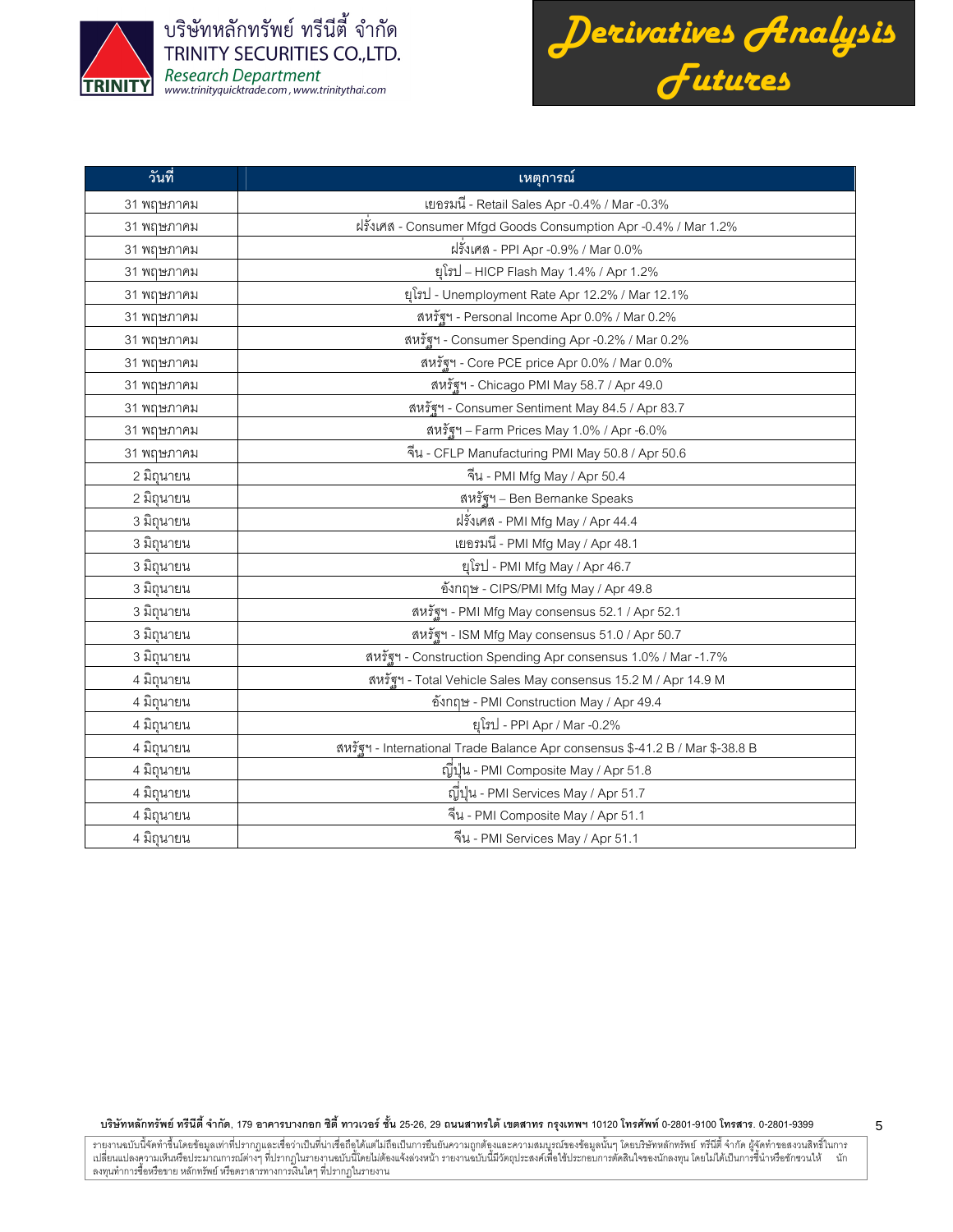| วันที่ | เหตุการณ์ |
|---|---|
| 31 พฤษภาคม | เยอรมนี - Retail Sales Apr -0.4% / Mar -0.3% |
| 31 พฤษภาคม | ฝรั่งเศส - Consumer Mfgd Goods Consumption Apr -0.4% / Mar 1.2% |
| 31 พฤษภาคม | ฝรั่งเศส - PPI Apr -0.9% / Mar 0.0% |
| 31 พฤษภาคม | ยุโรป – HICP Flash May 1.4% / Apr 1.2% |
| 31 พฤษภาคม | ยุโรป - Unemployment Rate Apr 12.2% / Mar 12.1% |
| 31 พฤษภาคม | สหรัฐฯ - Personal Income Apr 0.0% / Mar 0.2% |
| 31 พฤษภาคม | สหรัฐฯ - Consumer Spending Apr -0.2% / Mar 0.2% |
| 31 พฤษภาคม | สหรัฐฯ - Core PCE price Apr 0.0% / Mar 0.0% |
| 31 พฤษภาคม | สหรัฐฯ - Chicago PMI May 58.7 / Apr 49.0 |
| 31 พฤษภาคม | สหรัฐฯ - Consumer Sentiment May 84.5 / Apr 83.7 |
| 31 พฤษภาคม | สหรัฐฯ – Farm Prices May 1.0% / Apr -6.0% |
| 31 พฤษภาคม | จีน - CFLP Manufacturing PMI May 50.8 / Apr 50.6 |
| 2 มิถุนายน | จีน - PMI Mfg May / Apr 50.4 |
| 2 มิถุนายน | สหรัฐฯ – Ben Bernanke Speaks |
| 3 มิถุนายน | ฝรั่งเศส - PMI Mfg May / Apr 44.4 |
| 3 มิถุนายน | เยอรมนี - PMI Mfg May / Apr 48.1 |
| 3 มิถุนายน | ยุโรป - PMI Mfg May / Apr 46.7 |
| 3 มิถุนายน | อังกฤษ - CIPS/PMI Mfg May / Apr 49.8 |
| 3 มิถุนายน | สหรัฐฯ - PMI Mfg May consensus 52.1 / Apr 52.1 |
| 3 มิถุนายน | สหรัฐฯ - ISM Mfg May consensus 51.0 / Apr 50.7 |
| 3 มิถุนายน | สหรัฐฯ - Construction Spending Apr consensus 1.0% / Mar -1.7% |
| 4 มิถุนายน | สหรัฐฯ - Total Vehicle Sales May consensus 15.2 M / Apr 14.9 M |
| 4 มิถุนายน | อังกฤษ - PMI Construction May / Apr 49.4 |
| 4 มิถุนายน | ยุโรป - PPI Apr / Mar -0.2% |
| 4 มิถุนายน | สหรัฐฯ - International Trade Balance Apr consensus $-41.2 B / Mar $-38.8 B |
| 4 มิถุนายน | ญี่ปุ่น - PMI Composite May / Apr 51.8 |
| 4 มิถุนายน | ญี่ปุ่น - PMI Services May / Apr 51.7 |
| 4 มิถุนายน | จีน - PMI Composite May / Apr 51.1 |
| 4 มิถุนายน | จีน - PMI Services May / Apr 51.1 |